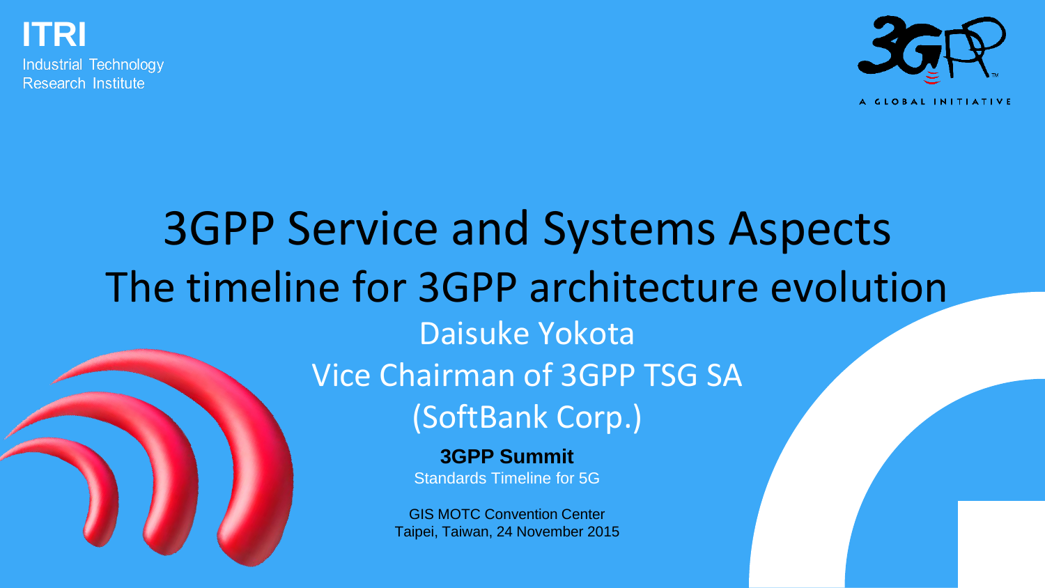ITRI
Industrial Technology
Research Institute

A GLOBAL INITIATIVE

# 3GPP Service and Systems Aspects
# The timeline for 3GPP architecture evolution

Daisuke Yokota

Vice Chairman of 3GPP TSG SA

(SoftBank Corp.)

**3GPP Summit**

Standards Timeline for 5G

GIS MOTC Convention Center

Taipei, Taiwan, 24 November 2015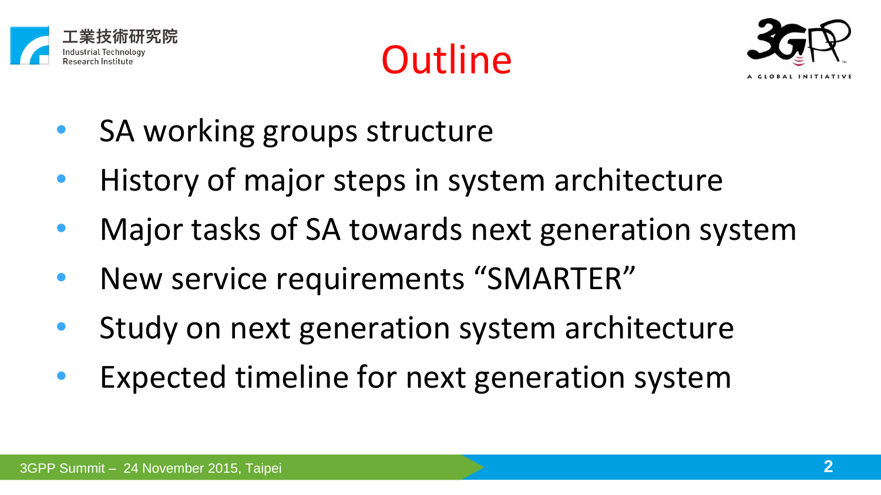# Outline

- SA working groups structure
- History of major steps in system architecture
- Major tasks of SA towards next generation system
- New service requirements "SMARTER"
- Study on next generation system architecture
- Expected timeline for next generation system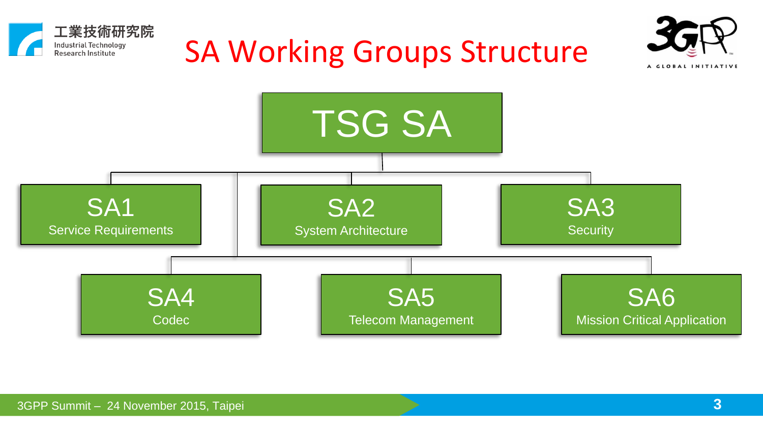# SA Working Groups Structure

**TSG SA**

- **SA1** – Service Requirements
- **SA2** – System Architecture
- **SA3** – Security
- **SA4** – Codec
- **SA5** – Telecom Management
- **SA6** – Mission Critical Application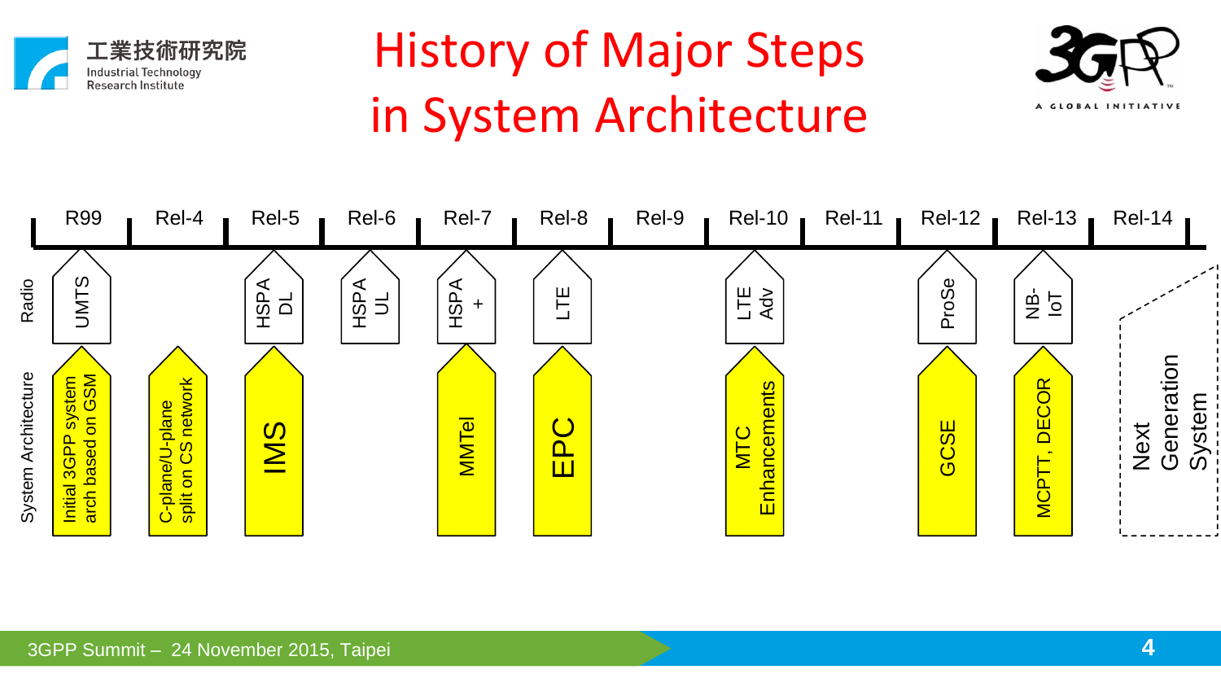# History of Major Steps in System Architecture

| | R99 | Rel-4 | Rel-5 | Rel-6 | Rel-7 | Rel-8 | Rel-9 | Rel-10 | Rel-11 | Rel-12 | Rel-13 | Rel-14 |
|---|---|---|---|---|---|---|---|---|---|---|---|---|
| Radio | UMTS | | HSPA DL | HSPA UL | HSPA + | LTE | | LTE Adv | | ProSe | NB-IoT | Next Generation System |
| System Architecture | Initial 3GPP system arch based on GSM | C-plane/U-plane split on CS network | IMS | | MMTel | EPC | | MTC Enhancements | | GCSE | MCPTT, DECOR | |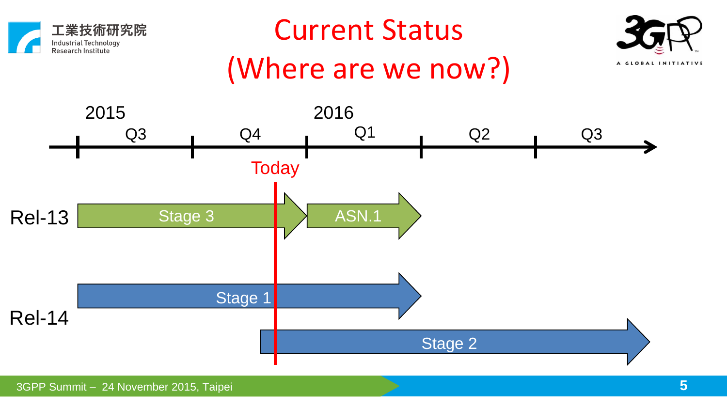# Current Status (Where are we now?)

2015 — Q3, Q4

2016 — Q1, Q2, Q3

Today

Rel-13: Stage 3 → ASN.1

Rel-14: Stage 1, Stage 2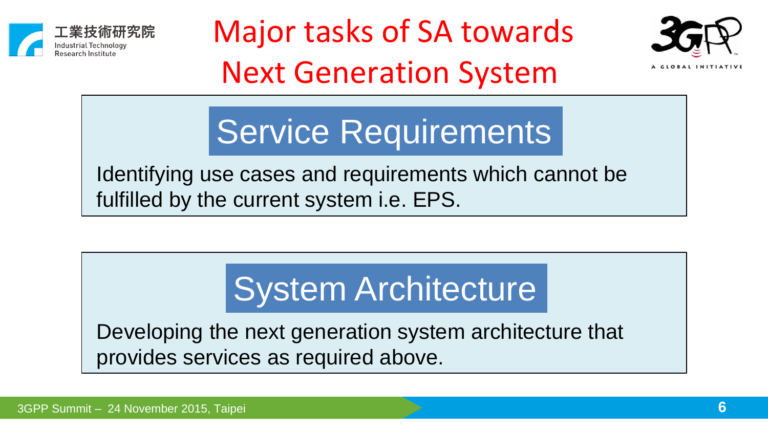# Major tasks of SA towards Next Generation System

## Service Requirements

Identifying use cases and requirements which cannot be fulfilled by the current system i.e. EPS.

## System Architecture

Developing the next generation system architecture that provides services as required above.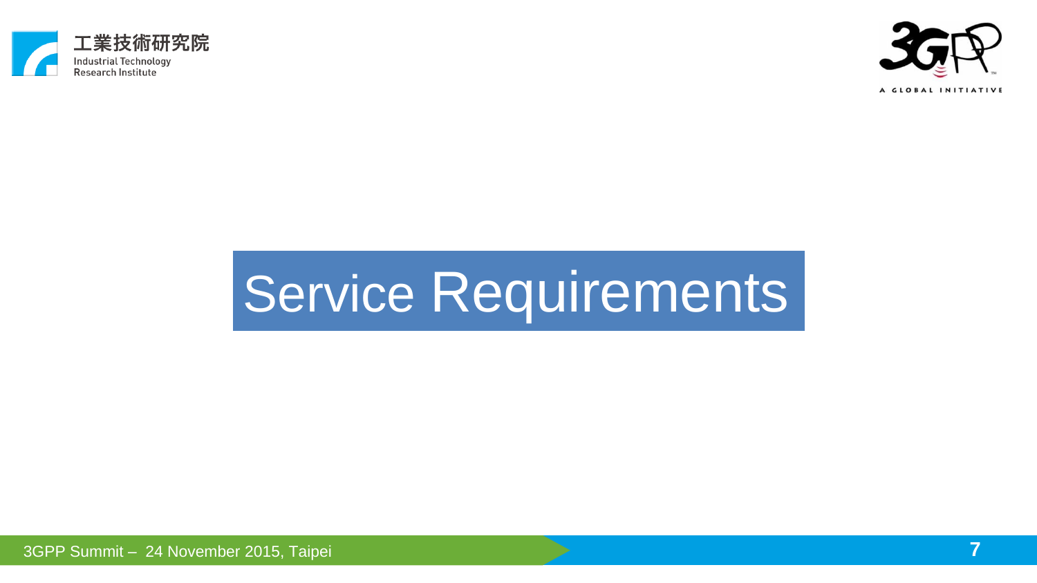# Service Requirements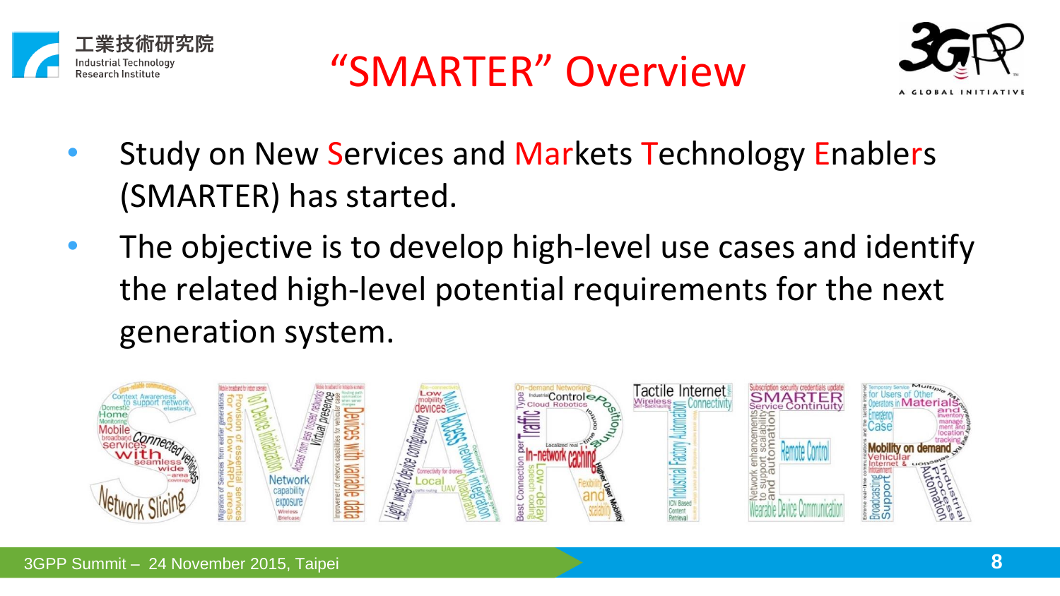# “SMARTER” Overview

- Study on New Services and Markets Technology Enablers (SMARTER) has started.
- The objective is to develop high-level use cases and identify the related high-level potential requirements for the next generation system.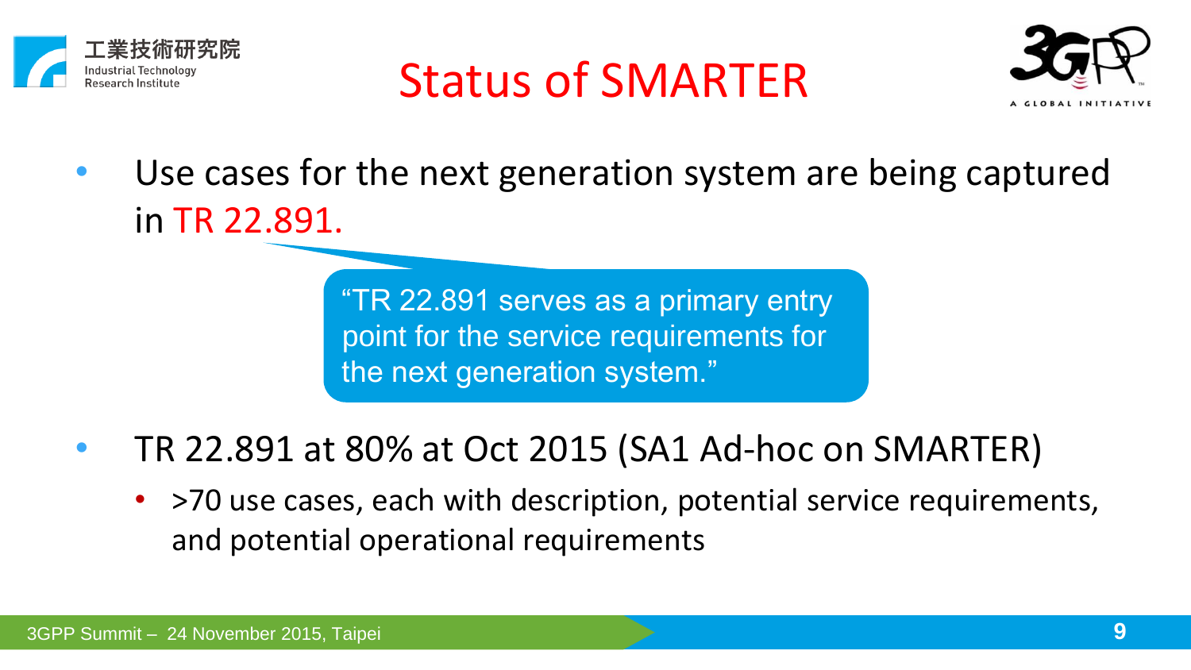# Status of SMARTER

- Use cases for the next generation system are being captured in TR 22.891.

> "TR 22.891 serves as a primary entry point for the service requirements for the next generation system."

- TR 22.891 at 80% at Oct 2015 (SA1 Ad-hoc on SMARTER)
  - >70 use cases, each with description, potential service requirements, and potential operational requirements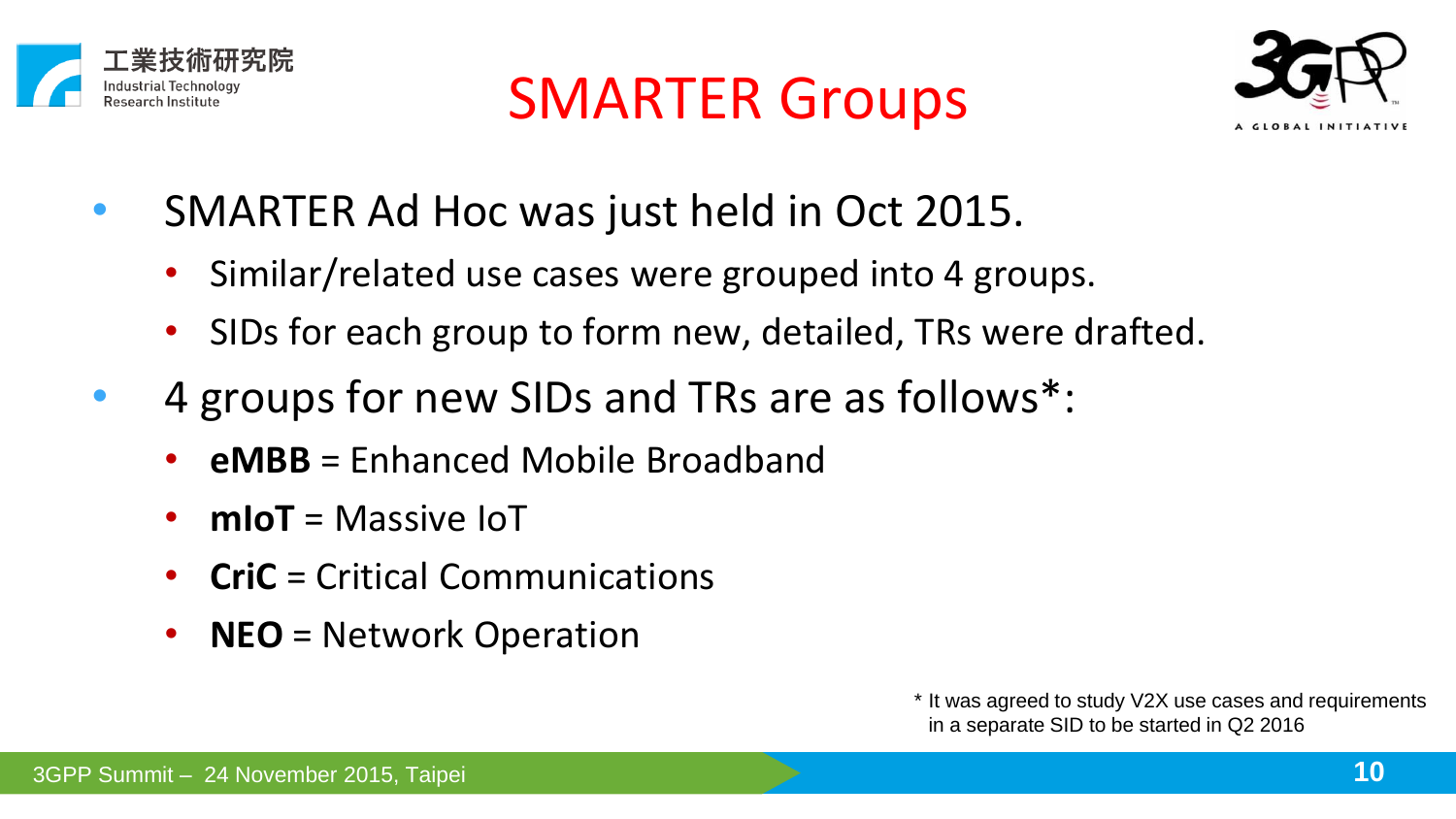# SMARTER Groups

- SMARTER Ad Hoc was just held in Oct 2015.
  - Similar/related use cases were grouped into 4 groups.
  - SIDs for each group to form new, detailed, TRs were drafted.
- 4 groups for new SIDs and TRs are as follows*:
  - **eMBB** = Enhanced Mobile Broadband
  - **mIoT** = Massive IoT
  - **CriC** = Critical Communications
  - **NEO** = Network Operation

* It was agreed to study V2X use cases and requirements in a separate SID to be started in Q2 2016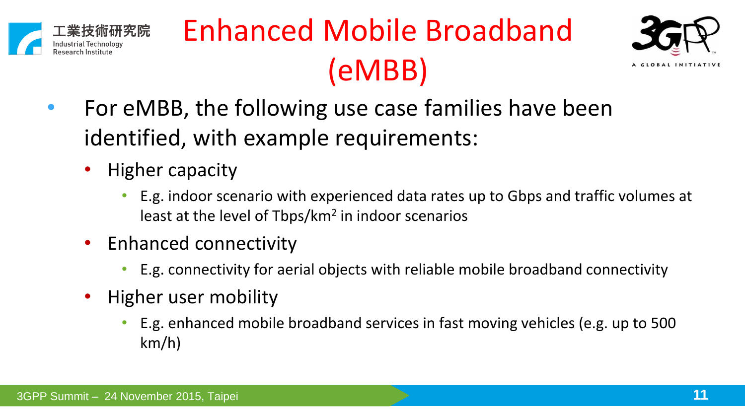# Enhanced Mobile Broadband (eMBB)

- For eMBB, the following use case families have been identified, with example requirements:
  - Higher capacity
    - E.g. indoor scenario with experienced data rates up to Gbps and traffic volumes at least at the level of Tbps/km$^2$ in indoor scenarios
  - Enhanced connectivity
    - E.g. connectivity for aerial objects with reliable mobile broadband connectivity
  - Higher user mobility
    - E.g. enhanced mobile broadband services in fast moving vehicles (e.g. up to 500 km/h)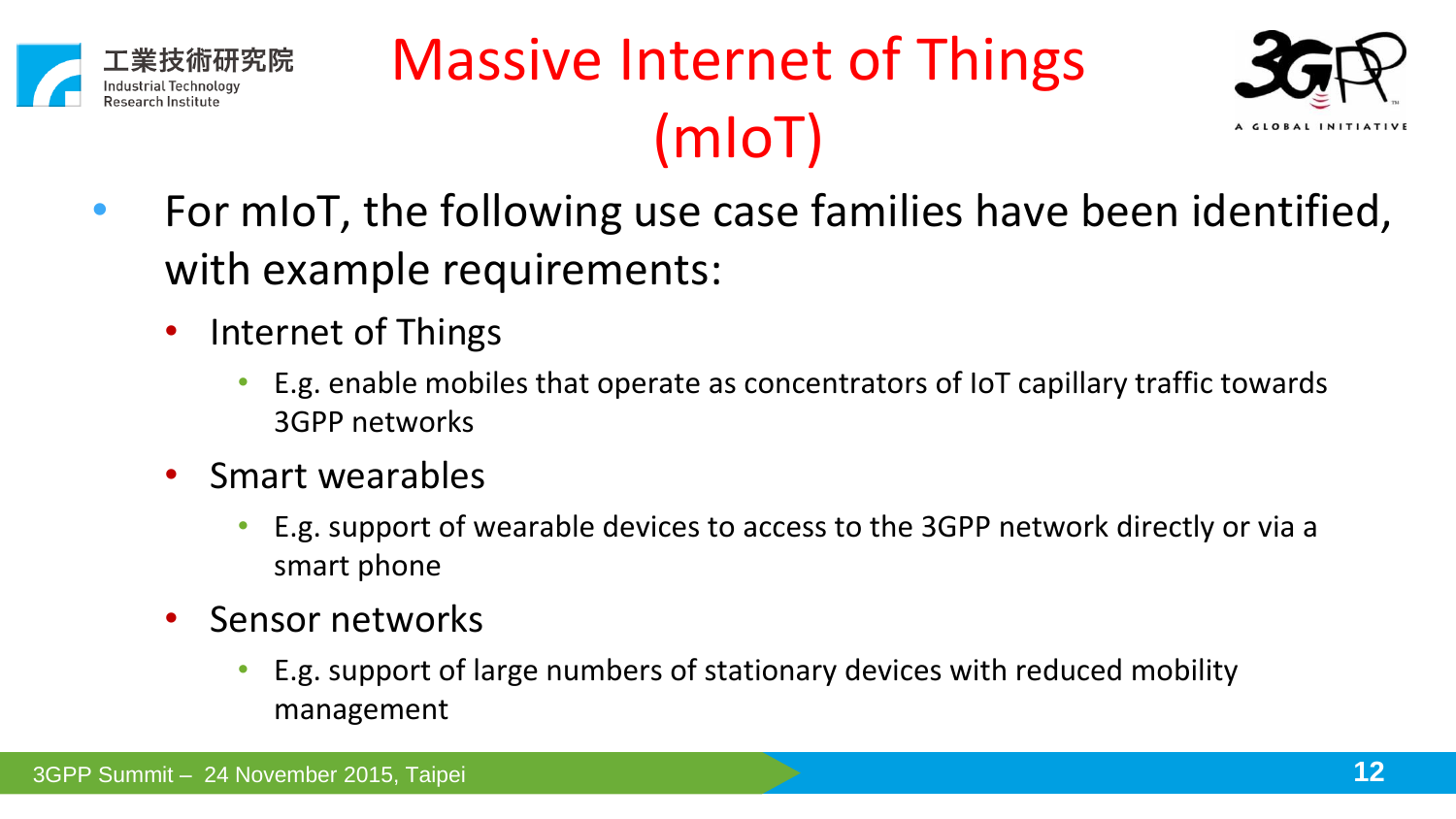# Massive Internet of Things (mIoT)

- For mIoT, the following use case families have been identified, with example requirements:
  - Internet of Things
    - E.g. enable mobiles that operate as concentrators of IoT capillary traffic towards 3GPP networks
  - Smart wearables
    - E.g. support of wearable devices to access to the 3GPP network directly or via a smart phone
  - Sensor networks
    - E.g. support of large numbers of stationary devices with reduced mobility management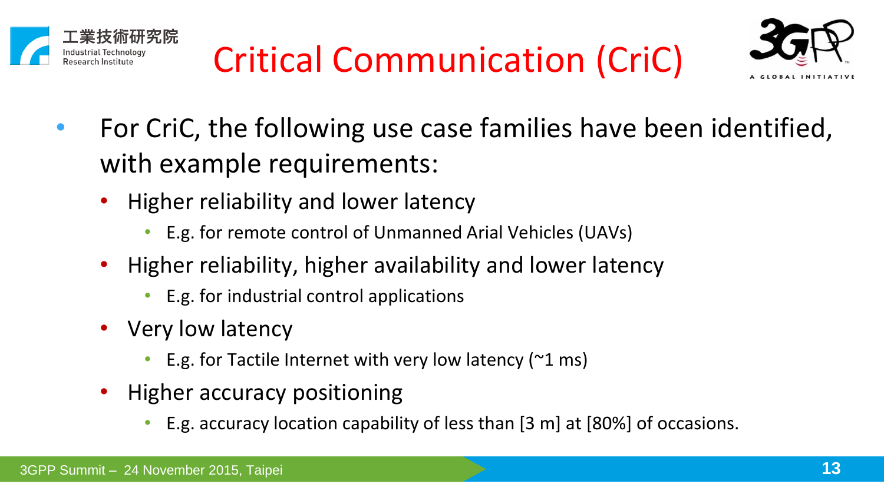# Critical Communication (CriC)

- For CriC, the following use case families have been identified, with example requirements:
  - Higher reliability and lower latency
    - E.g. for remote control of Unmanned Arial Vehicles (UAVs)
  - Higher reliability, higher availability and lower latency
    - E.g. for industrial control applications
  - Very low latency
    - E.g. for Tactile Internet with very low latency (~1 ms)
  - Higher accuracy positioning
    - E.g. accuracy location capability of less than [3 m] at [80%] of occasions.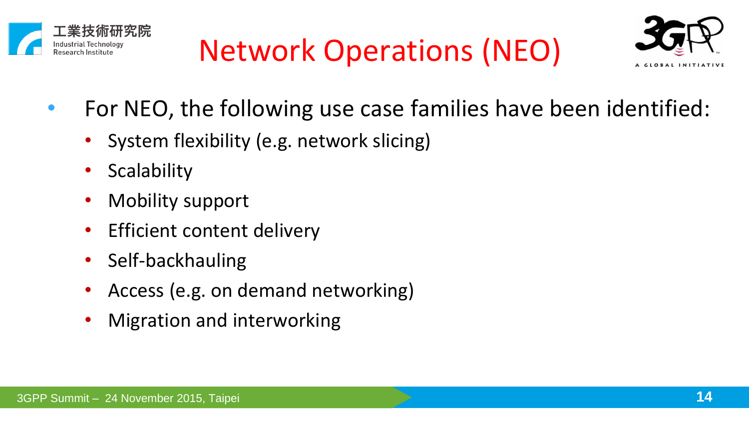# Network Operations (NEO)

- For NEO, the following use case families have been identified:
  - System flexibility (e.g. network slicing)
  - Scalability
  - Mobility support
  - Efficient content delivery
  - Self-backhauling
  - Access (e.g. on demand networking)
  - Migration and interworking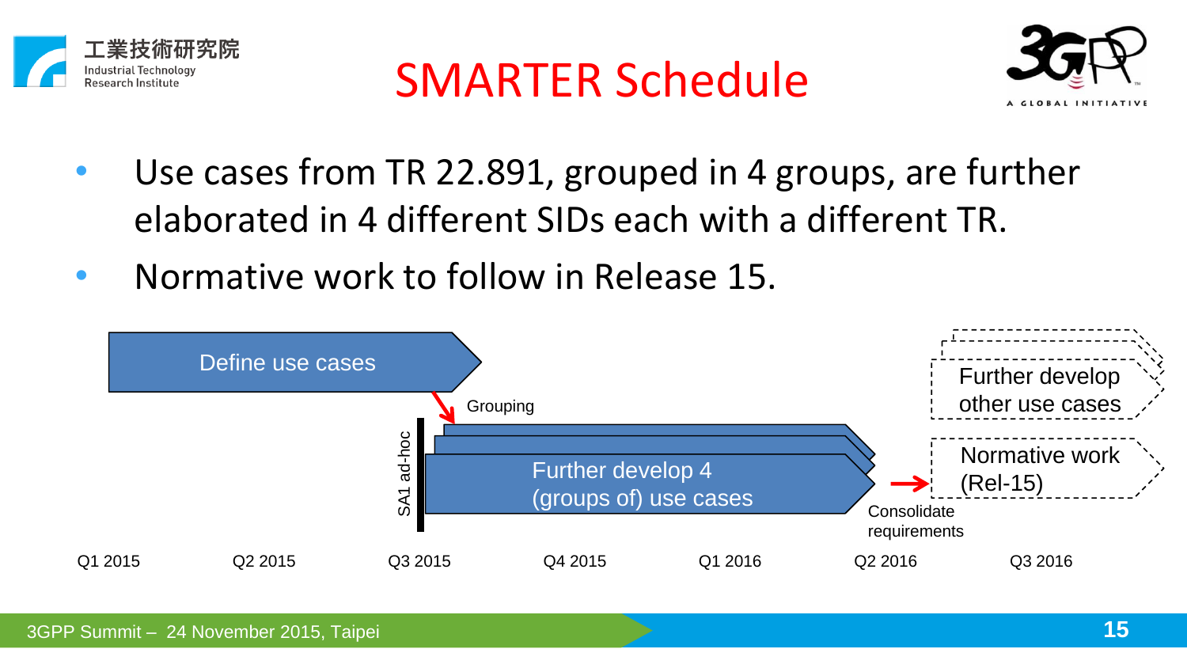# SMARTER Schedule

- Use cases from TR 22.891, grouped in 4 groups, are further elaborated in 4 different SIDs each with a different TR.
- Normative work to follow in Release 15.

Define use cases

Grouping

SA1 ad-hoc

Further develop 4 (groups of) use cases

Consolidate requirements

Further develop other use cases

Normative work (Rel-15)

Q1 2015 | Q2 2015 | Q3 2015 | Q4 2015 | Q1 2016 | Q2 2016 | Q3 2016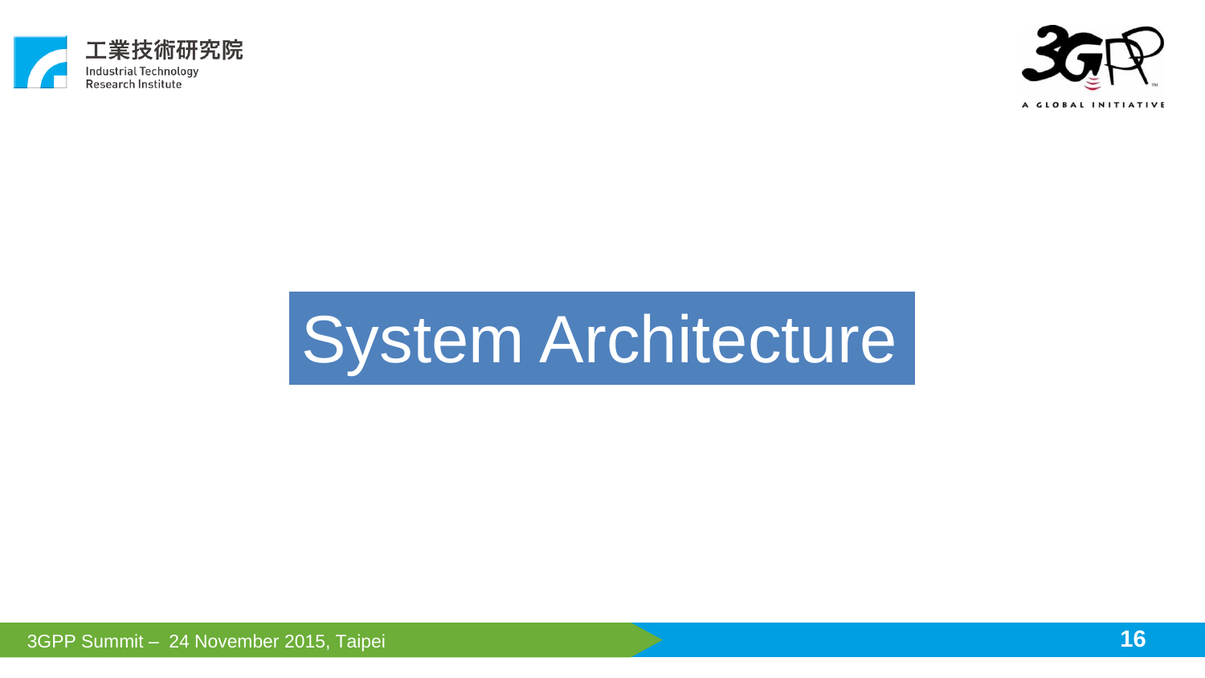# System Architecture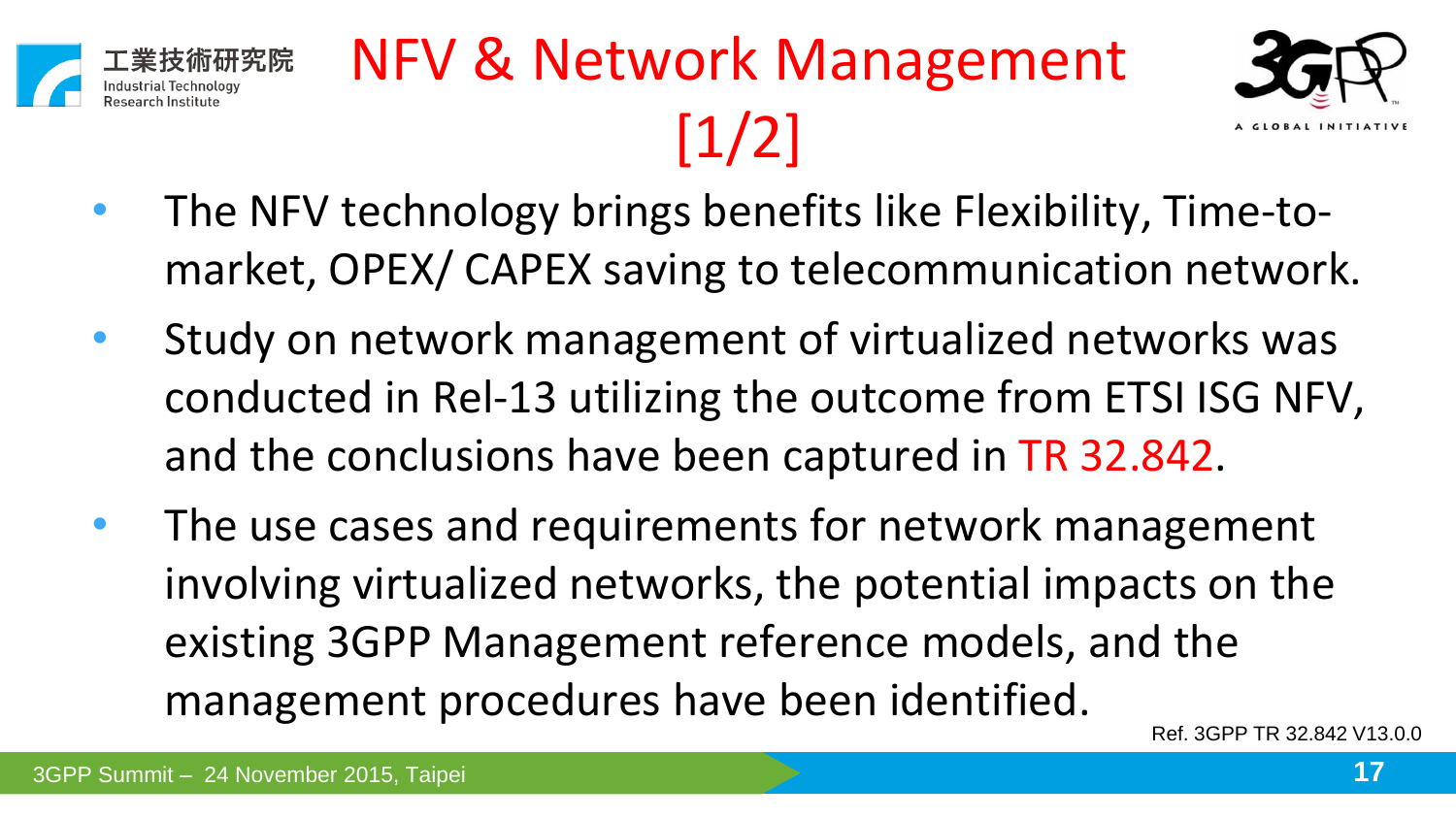# NFV & Network Management [1/2]

- The NFV technology brings benefits like Flexibility, Time-to-market, OPEX/ CAPEX saving to telecommunication network.
- Study on network management of virtualized networks was conducted in Rel-13 utilizing the outcome from ETSI ISG NFV, and the conclusions have been captured in TR 32.842.
- The use cases and requirements for network management involving virtualized networks, the potential impacts on the existing 3GPP Management reference models, and the management procedures have been identified.

Ref. 3GPP TR 32.842 V13.0.0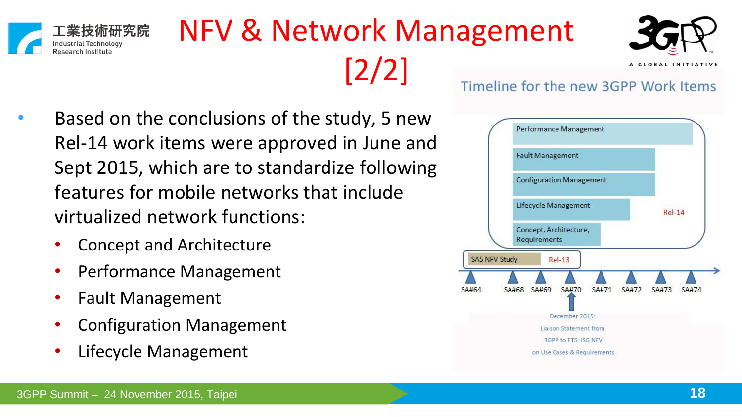# NFV & Network Management [2/2]

- Based on the conclusions of the study, 5 new Rel-14 work items were approved in June and Sept 2015, which are to standardize following features for mobile networks that include virtualized network functions:
  - Concept and Architecture
  - Performance Management
  - Fault Management
  - Configuration Management
  - Lifecycle Management

Timeline for the new 3GPP Work Items

Performance Management

Fault Management

Configuration Management

Lifecycle Management

Concept, Architecture, Requirements

Rel-14

SA5 NFV Study Rel-13

SA#64 SA#68 SA#69 SA#70 SA#71 SA#72 SA#73 SA#74

December 2015: Liaison Statement from 3GPP to ETSI ISG NFV on Use Cases & Requirements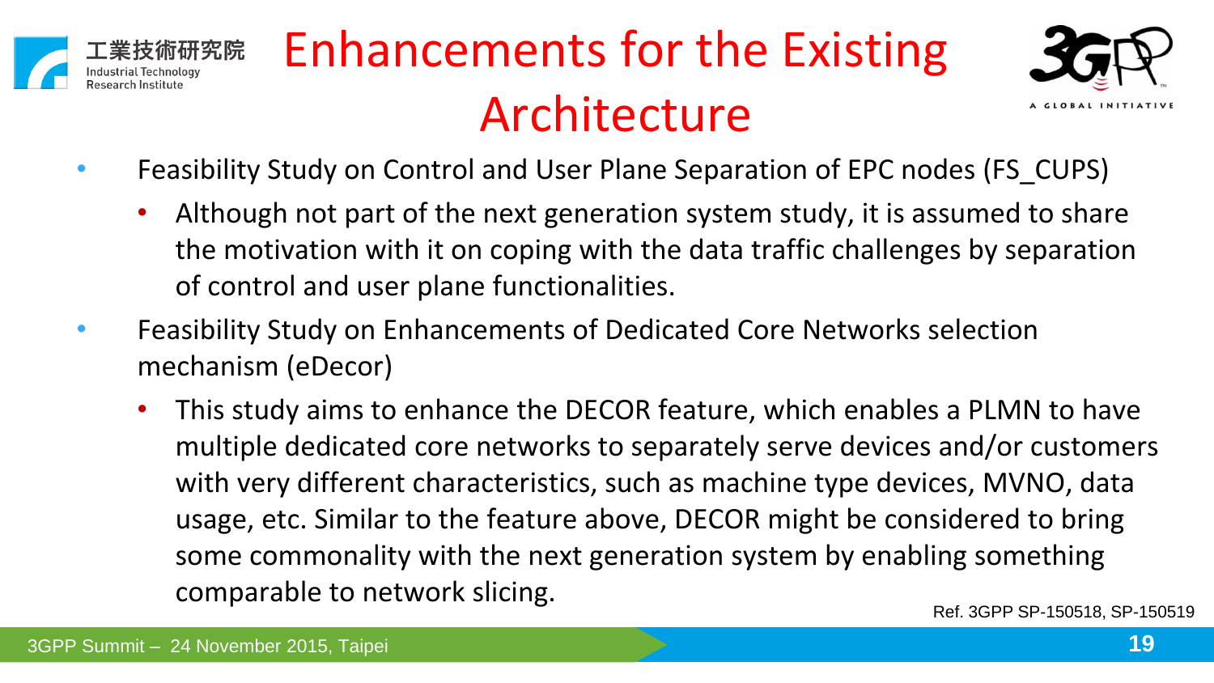# Enhancements for the Existing Architecture

- Feasibility Study on Control and User Plane Separation of EPC nodes (FS_CUPS)
  - Although not part of the next generation system study, it is assumed to share the motivation with it on coping with the data traffic challenges by separation of control and user plane functionalities.
- Feasibility Study on Enhancements of Dedicated Core Networks selection mechanism (eDecor)
  - This study aims to enhance the DECOR feature, which enables a PLMN to have multiple dedicated core networks to separately serve devices and/or customers with very different characteristics, such as machine type devices, MVNO, data usage, etc. Similar to the feature above, DECOR might be considered to bring some commonality with the next generation system by enabling something comparable to network slicing.

Ref. 3GPP SP-150518, SP-150519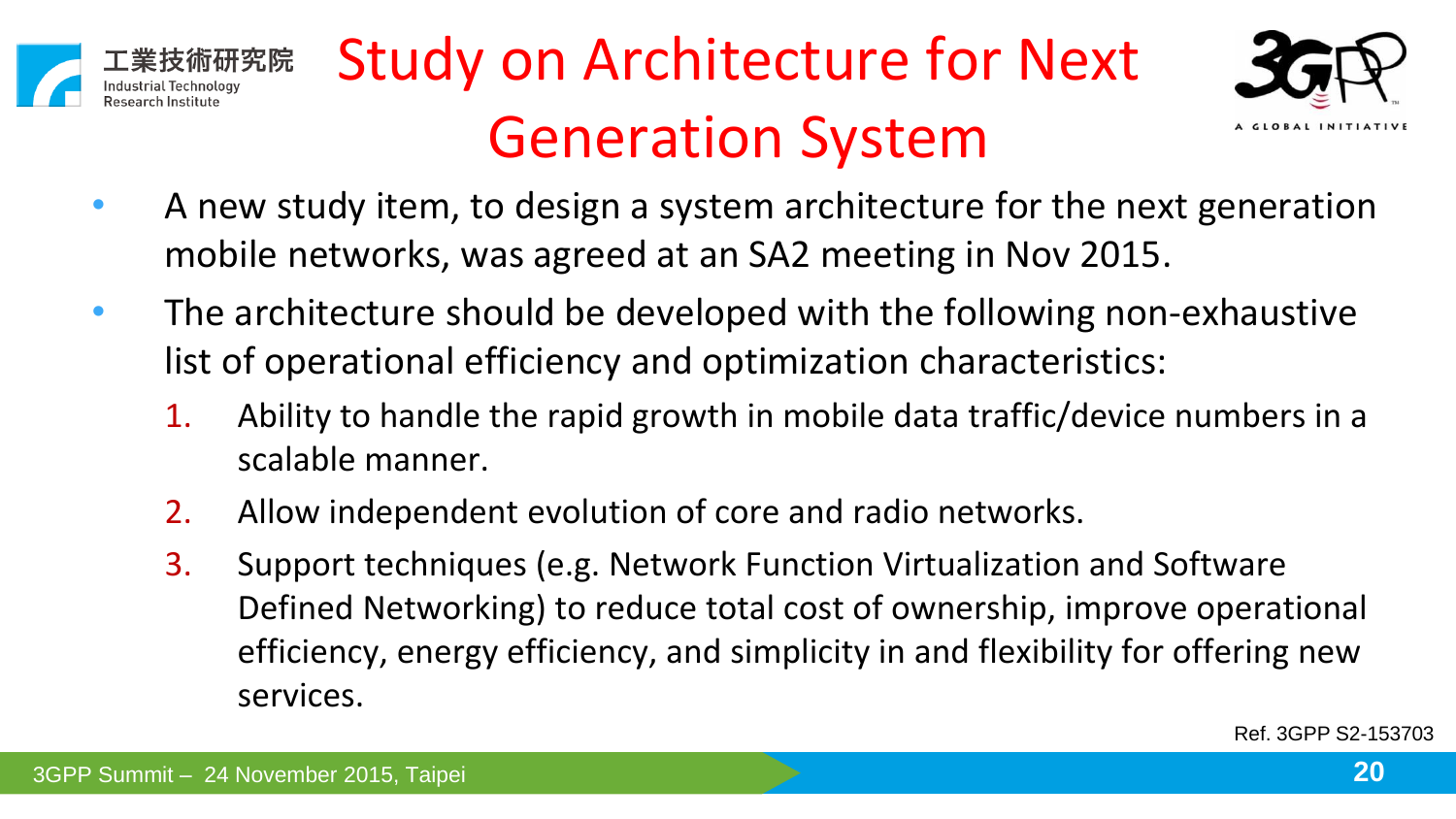# Study on Architecture for Next Generation System

- A new study item, to design a system architecture for the next generation mobile networks, was agreed at an SA2 meeting in Nov 2015.
- The architecture should be developed with the following non-exhaustive list of operational efficiency and optimization characteristics:
  1. Ability to handle the rapid growth in mobile data traffic/device numbers in a scalable manner.
  2. Allow independent evolution of core and radio networks.
  3. Support techniques (e.g. Network Function Virtualization and Software Defined Networking) to reduce total cost of ownership, improve operational efficiency, energy efficiency, and simplicity in and flexibility for offering new services.

Ref. 3GPP S2-153703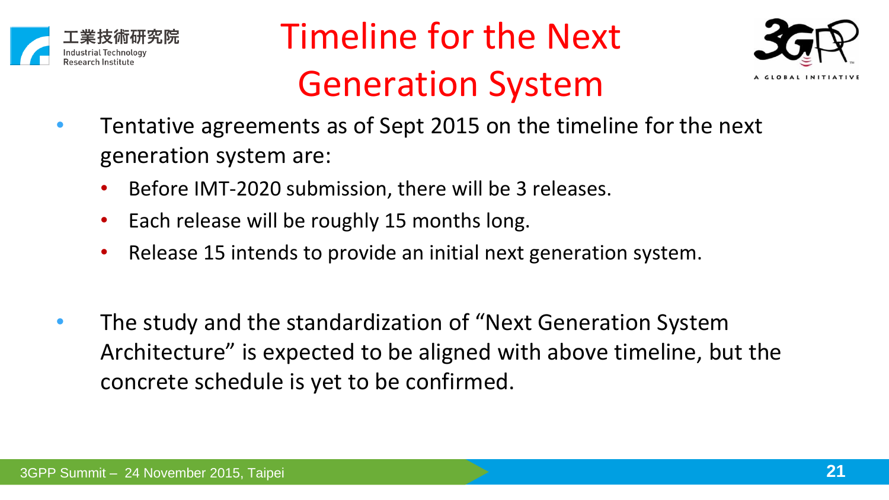# Timeline for the Next Generation System

- Tentative agreements as of Sept 2015 on the timeline for the next generation system are:
  - Before IMT-2020 submission, there will be 3 releases.
  - Each release will be roughly 15 months long.
  - Release 15 intends to provide an initial next generation system.

- The study and the standardization of "Next Generation System Architecture" is expected to be aligned with above timeline, but the concrete schedule is yet to be confirmed.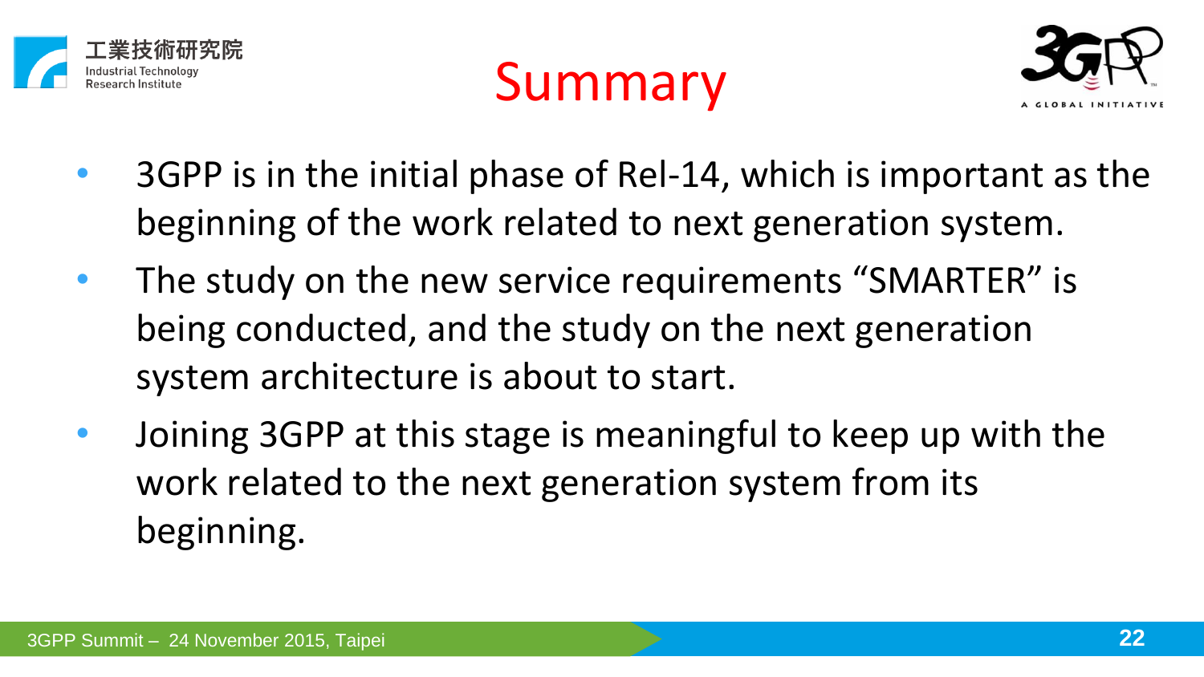# Summary

- 3GPP is in the initial phase of Rel-14, which is important as the beginning of the work related to next generation system.
- The study on the new service requirements “SMARTER” is being conducted, and the study on the next generation system architecture is about to start.
- Joining 3GPP at this stage is meaningful to keep up with the work related to the next generation system from its beginning.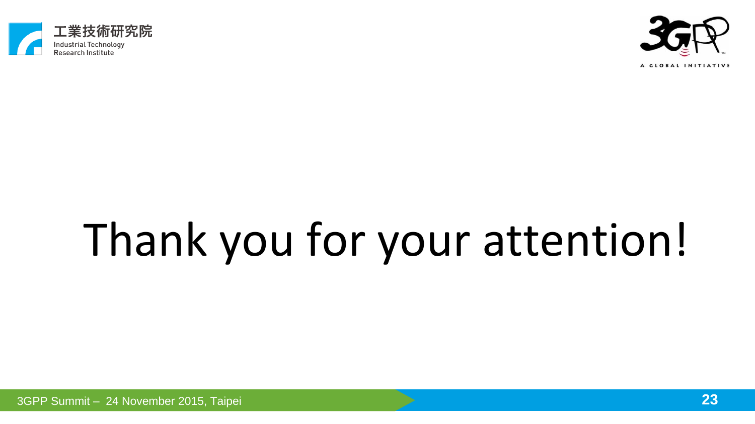# Thank you for your attention!